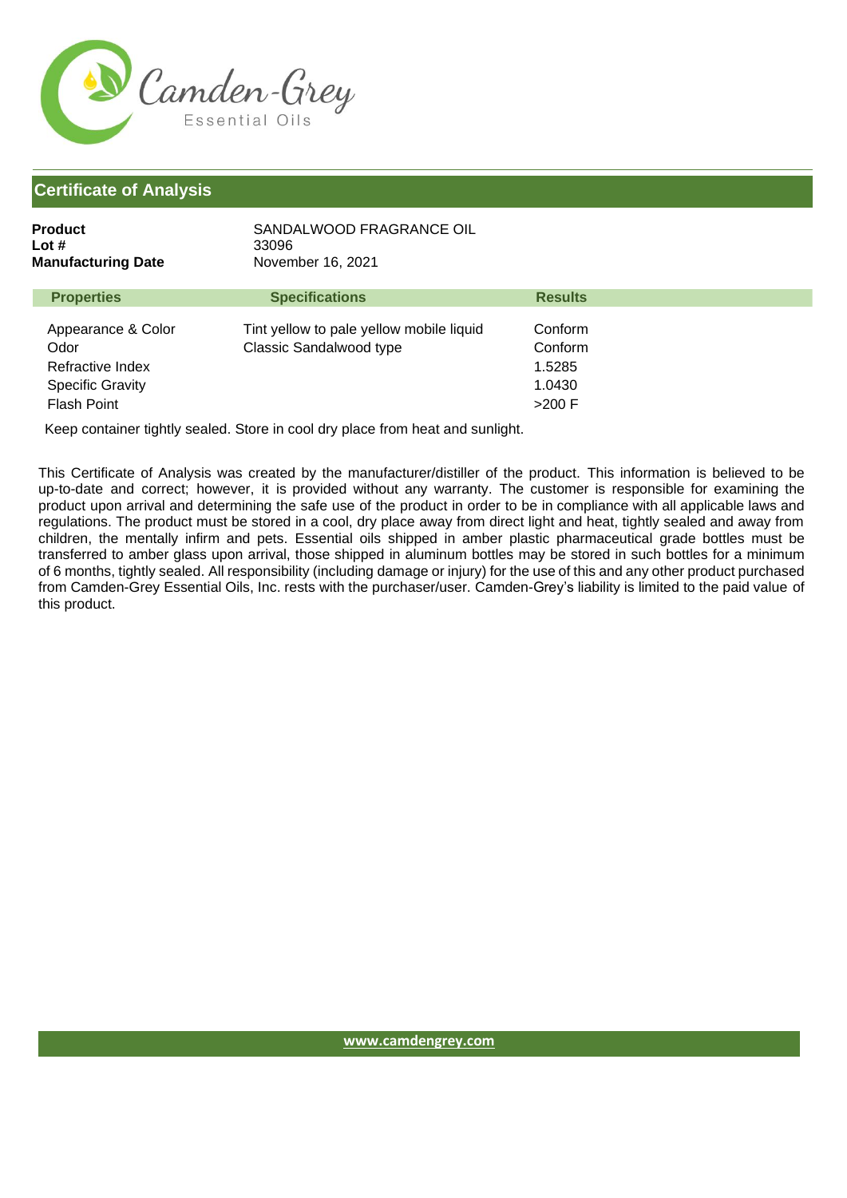Camden-Grey

Essential Oils

## Certificate of Analysis

**Product** SANDALWOOD FRAGRANCE OIL
**Lot #** 33096
**Manufacturing Date** November 16, 2021

| Properties | Specifications | Results |
|---|---|---|
| Appearance & Color | Tint yellow to pale yellow mobile liquid | Conform |
| Odor | Classic Sandalwood type | Conform |
| Refractive Index | | 1.5285 |
| Specific Gravity | | 1.0430 |
| Flash Point | | >200 F |

Keep container tightly sealed. Store in cool dry place from heat and sunlight.

This Certificate of Analysis was created by the manufacturer/distiller of the product. This information is believed to be up-to-date and correct; however, it is provided without any warranty. The customer is responsible for examining the product upon arrival and determining the safe use of the product in order to be in compliance with all applicable laws and regulations. The product must be stored in a cool, dry place away from direct light and heat, tightly sealed and away from children, the mentally infirm and pets. Essential oils shipped in amber plastic pharmaceutical grade bottles must be transferred to amber glass upon arrival, those shipped in aluminum bottles may be stored in such bottles for a minimum of 6 months, tightly sealed. All responsibility (including damage or injury) for the use of this and any other product purchased from Camden-Grey Essential Oils, Inc. rests with the purchaser/user. Camden-Grey's liability is limited to the paid value of this product.

www.camdengrey.com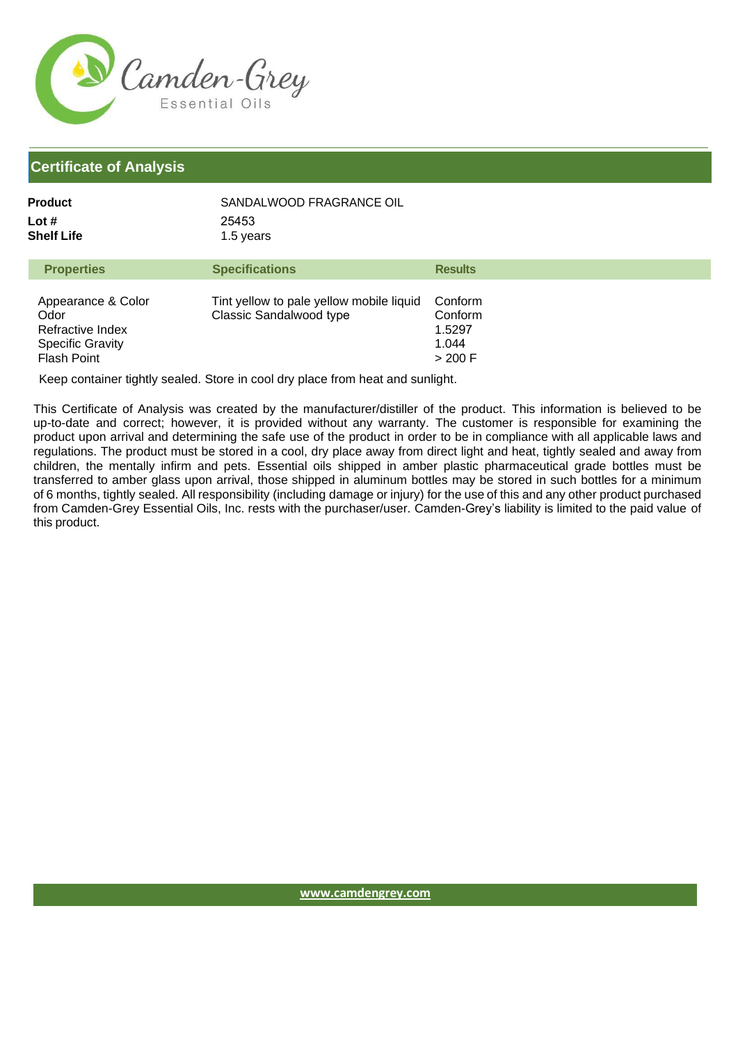Camden-Grey
Essential Oils

## Certificate of Analysis

**Product** SANDALWOOD FRAGRANCE OIL
**Lot #** 25453
**Shelf Life** 1.5 years

| Properties | Specifications | Results |
|---|---|---|
| Appearance & Color | Tint yellow to pale yellow mobile liquid | Conform |
| Odor | Classic Sandalwood type | Conform |
| Refractive Index | | 1.5297 |
| Specific Gravity | | 1.044 |
| Flash Point | | > 200 F |

Keep container tightly sealed. Store in cool dry place from heat and sunlight.

This Certificate of Analysis was created by the manufacturer/distiller of the product. This information is believed to be up-to-date and correct; however, it is provided without any warranty. The customer is responsible for examining the product upon arrival and determining the safe use of the product in order to be in compliance with all applicable laws and regulations. The product must be stored in a cool, dry place away from direct light and heat, tightly sealed and away from children, the mentally infirm and pets. Essential oils shipped in amber plastic pharmaceutical grade bottles must be transferred to amber glass upon arrival, those shipped in aluminum bottles may be stored in such bottles for a minimum of 6 months, tightly sealed. All responsibility (including damage or injury) for the use of this and any other product purchased from Camden-Grey Essential Oils, Inc. rests with the purchaser/user. Camden-Grey's liability is limited to the paid value of this product.

www.camdengrey.com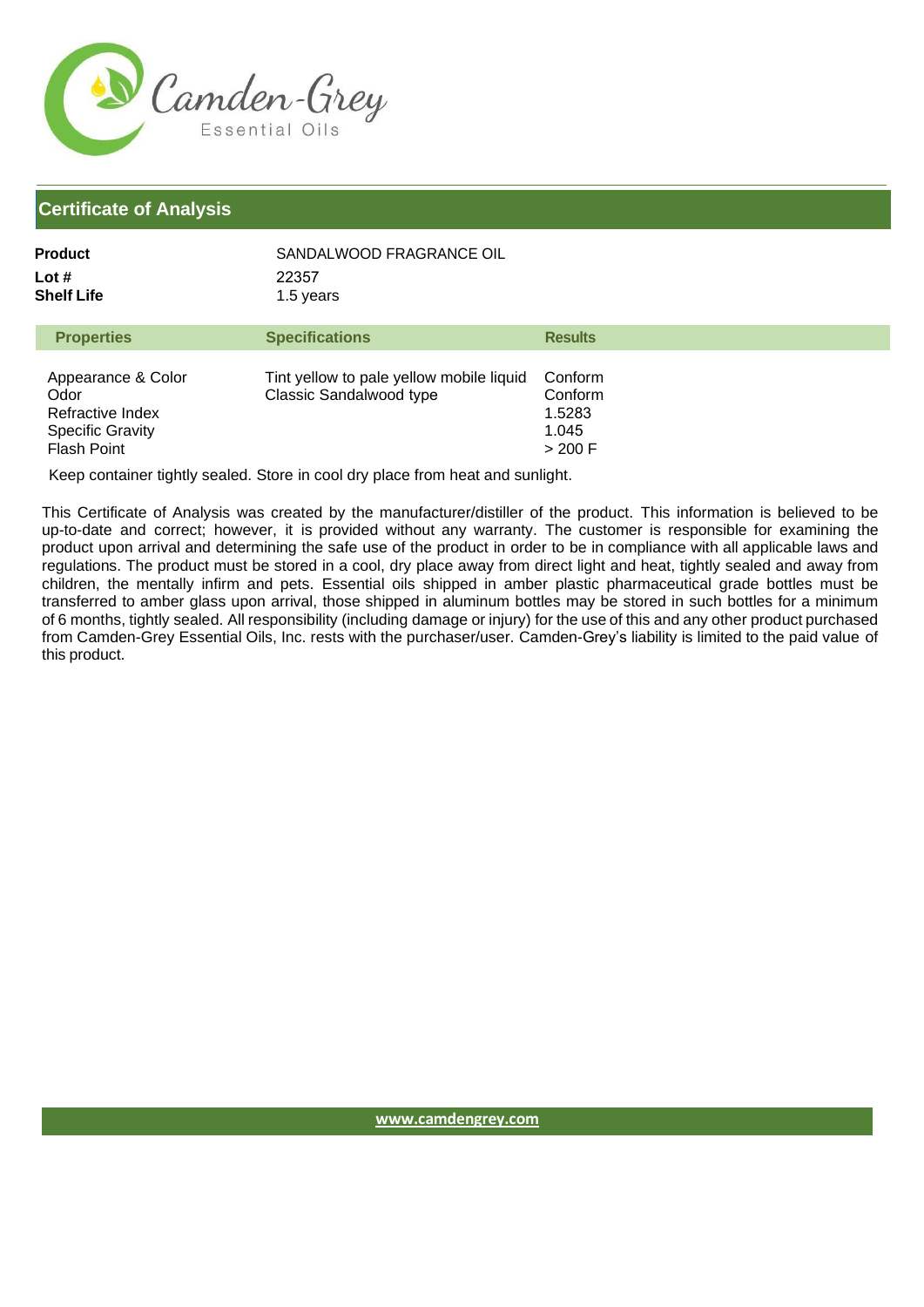## Certificate of Analysis

**Product** SANDALWOOD FRAGRANCE OIL
**Lot #** 22357
**Shelf Life** 1.5 years

| Properties | Specifications | Results |
|---|---|---|
| Appearance & Color | Tint yellow to pale yellow mobile liquid | Conform |
| Odor | Classic Sandalwood type | Conform |
| Refractive Index | | 1.5283 |
| Specific Gravity | | 1.045 |
| Flash Point | | > 200 F |

Keep container tightly sealed. Store in cool dry place from heat and sunlight.

This Certificate of Analysis was created by the manufacturer/distiller of the product. This information is believed to be up-to-date and correct; however, it is provided without any warranty. The customer is responsible for examining the product upon arrival and determining the safe use of the product in order to be in compliance with all applicable laws and regulations. The product must be stored in a cool, dry place away from direct light and heat, tightly sealed and away from children, the mentally infirm and pets. Essential oils shipped in amber plastic pharmaceutical grade bottles must be transferred to amber glass upon arrival, those shipped in aluminum bottles may be stored in such bottles for a minimum of 6 months, tightly sealed. All responsibility (including damage or injury) for the use of this and any other product purchased from Camden-Grey Essential Oils, Inc. rests with the purchaser/user. Camden-Grey's liability is limited to the paid value of this product.

www.camdengrey.com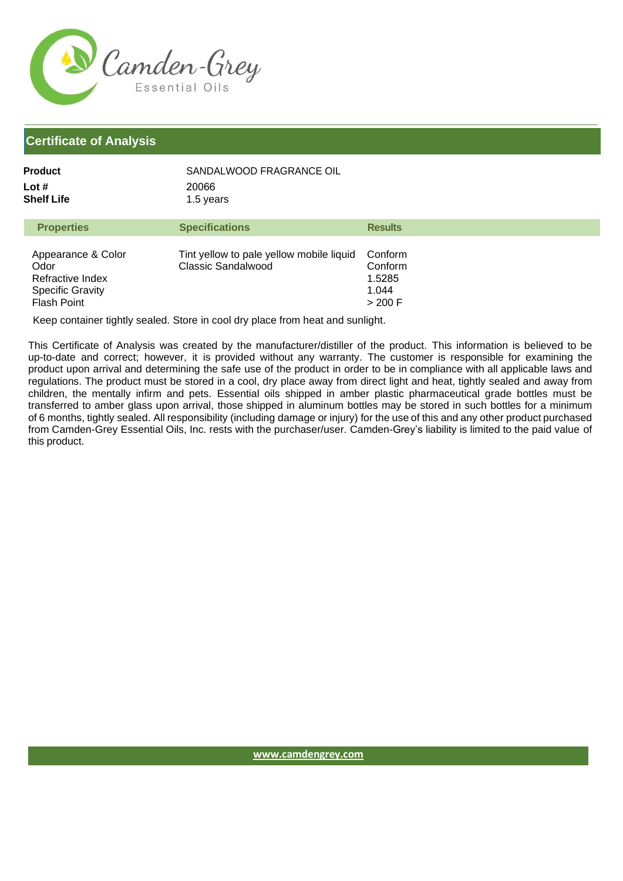## Certificate of Analysis

| | |
|---|---|
| **Product** | SANDALWOOD FRAGRANCE OIL |
| **Lot #** | 20066 |
| **Shelf Life** | 1.5 years |

| Properties | Specifications | Results |
|---|---|---|
| Appearance & Color | Tint yellow to pale yellow mobile liquid | Conform |
| Odor | Classic Sandalwood | Conform |
| Refractive Index | | 1.5285 |
| Specific Gravity | | 1.044 |
| Flash Point | | > 200 F |

Keep container tightly sealed. Store in cool dry place from heat and sunlight.

This Certificate of Analysis was created by the manufacturer/distiller of the product. This information is believed to be up-to-date and correct; however, it is provided without any warranty. The customer is responsible for examining the product upon arrival and determining the safe use of the product in order to be in compliance with all applicable laws and regulations. The product must be stored in a cool, dry place away from direct light and heat, tightly sealed and away from children, the mentally infirm and pets. Essential oils shipped in amber plastic pharmaceutical grade bottles must be transferred to amber glass upon arrival, those shipped in aluminum bottles may be stored in such bottles for a minimum of 6 months, tightly sealed. All responsibility (including damage or injury) for the use of this and any other product purchased from Camden-Grey Essential Oils, Inc. rests with the purchaser/user. Camden-Grey's liability is limited to the paid value of this product.

www.camdengrey.com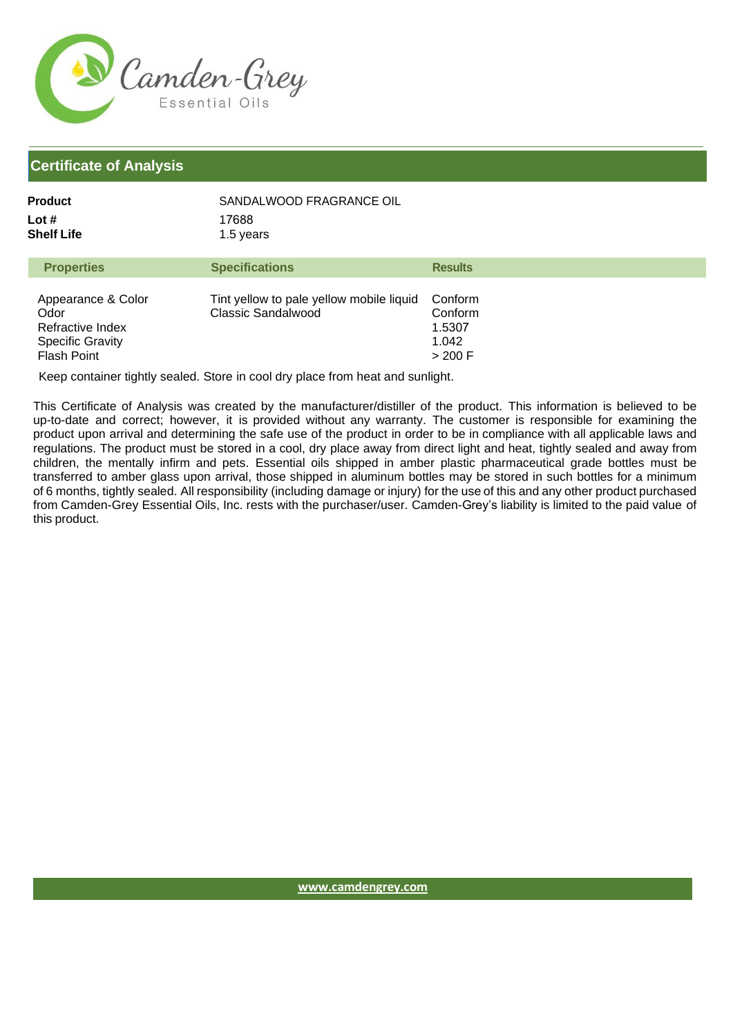Camden-Grey
Essential Oils

## Certificate of Analysis

| | |
|---|---|
| **Product** | SANDALWOOD FRAGRANCE OIL |
| **Lot #** | 17688 |
| **Shelf Life** | 1.5 years |

| Properties | Specifications | Results |
|---|---|---|
| Appearance & Color | Tint yellow to pale yellow mobile liquid | Conform |
| Odor | Classic Sandalwood | Conform |
| Refractive Index | | 1.5307 |
| Specific Gravity | | 1.042 |
| Flash Point | | > 200 F |

Keep container tightly sealed. Store in cool dry place from heat and sunlight.

This Certificate of Analysis was created by the manufacturer/distiller of the product. This information is believed to be up-to-date and correct; however, it is provided without any warranty. The customer is responsible for examining the product upon arrival and determining the safe use of the product in order to be in compliance with all applicable laws and regulations. The product must be stored in a cool, dry place away from direct light and heat, tightly sealed and away from children, the mentally infirm and pets. Essential oils shipped in amber plastic pharmaceutical grade bottles must be transferred to amber glass upon arrival, those shipped in aluminum bottles may be stored in such bottles for a minimum of 6 months, tightly sealed. All responsibility (including damage or injury) for the use of this and any other product purchased from Camden-Grey Essential Oils, Inc. rests with the purchaser/user. Camden-Grey's liability is limited to the paid value of this product.

www.camdengrey.com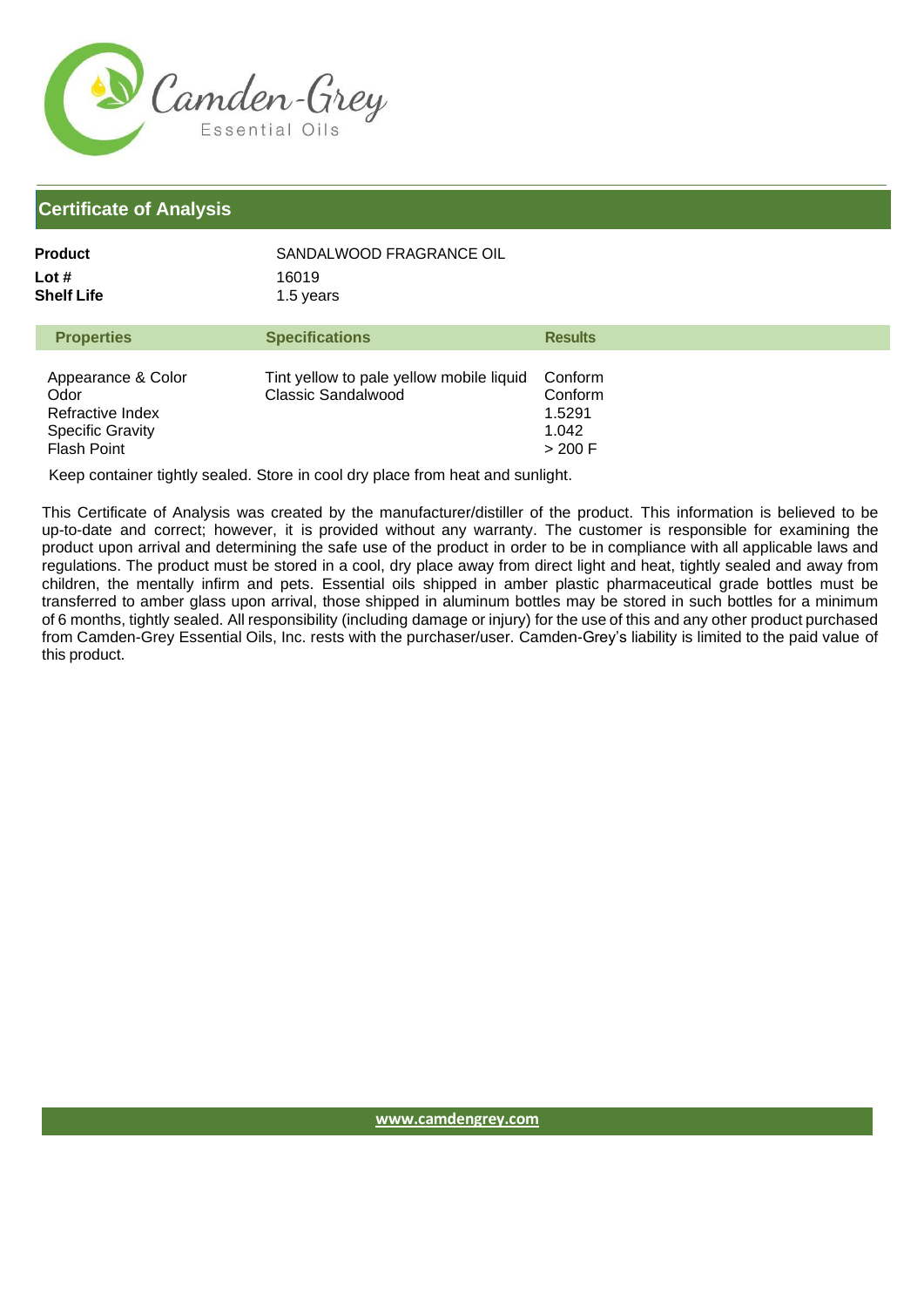Camden-Grey
Essential Oils

## Certificate of Analysis

| | |
|---|---|
| **Product** | SANDALWOOD FRAGRANCE OIL |
| **Lot #** | 16019 |
| **Shelf Life** | 1.5 years |

| Properties | Specifications | Results |
|---|---|---|
| Appearance & Color | Tint yellow to pale yellow mobile liquid | Conform |
| Odor | Classic Sandalwood | Conform |
| Refractive Index | | 1.5291 |
| Specific Gravity | | 1.042 |
| Flash Point | | > 200 F |

Keep container tightly sealed. Store in cool dry place from heat and sunlight.

This Certificate of Analysis was created by the manufacturer/distiller of the product. This information is believed to be up-to-date and correct; however, it is provided without any warranty. The customer is responsible for examining the product upon arrival and determining the safe use of the product in order to be in compliance with all applicable laws and regulations. The product must be stored in a cool, dry place away from direct light and heat, tightly sealed and away from children, the mentally infirm and pets. Essential oils shipped in amber plastic pharmaceutical grade bottles must be transferred to amber glass upon arrival, those shipped in aluminum bottles may be stored in such bottles for a minimum of 6 months, tightly sealed. All responsibility (including damage or injury) for the use of this and any other product purchased from Camden-Grey Essential Oils, Inc. rests with the purchaser/user. Camden-Grey's liability is limited to the paid value of this product.

www.camdengrey.com